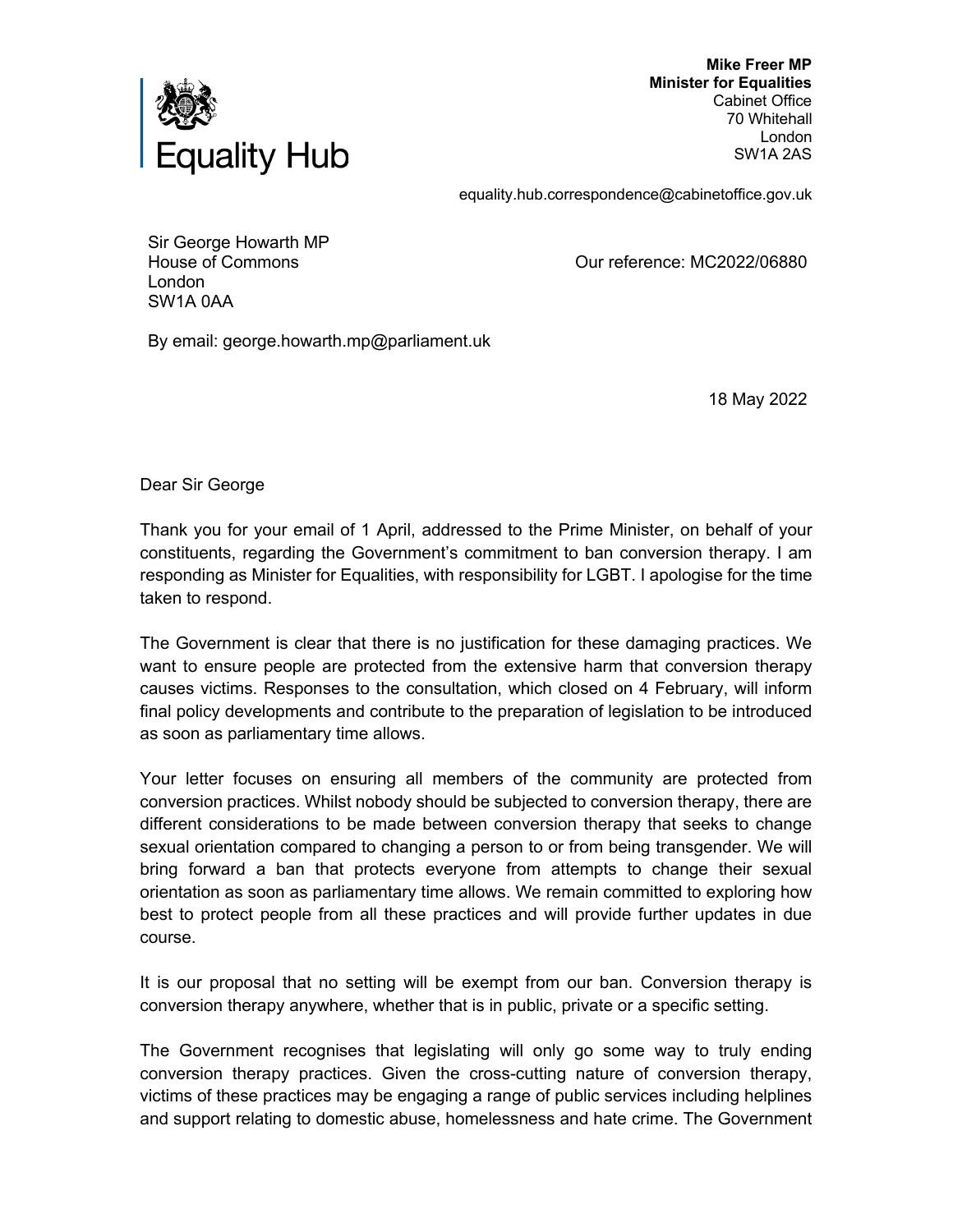Equality Hub

**Mike Freer MP**
**Minister for Equalities**
Cabinet Office
70 Whitehall
London
SW1A 2AS

equality.hub.correspondence@cabinetoffice.gov.uk

Sir George Howarth MP
House of Commons
London
SW1A 0AA

Our reference: MC2022/06880

By email: george.howarth.mp@parliament.uk

18 May 2022

Dear Sir George

Thank you for your email of 1 April, addressed to the Prime Minister, on behalf of your constituents, regarding the Government's commitment to ban conversion therapy. I am responding as Minister for Equalities, with responsibility for LGBT. I apologise for the time taken to respond.

The Government is clear that there is no justification for these damaging practices. We want to ensure people are protected from the extensive harm that conversion therapy causes victims. Responses to the consultation, which closed on 4 February, will inform final policy developments and contribute to the preparation of legislation to be introduced as soon as parliamentary time allows.

Your letter focuses on ensuring all members of the community are protected from conversion practices. Whilst nobody should be subjected to conversion therapy, there are different considerations to be made between conversion therapy that seeks to change sexual orientation compared to changing a person to or from being transgender. We will bring forward a ban that protects everyone from attempts to change their sexual orientation as soon as parliamentary time allows. We remain committed to exploring how best to protect people from all these practices and will provide further updates in due course.

It is our proposal that no setting will be exempt from our ban. Conversion therapy is conversion therapy anywhere, whether that is in public, private or a specific setting.

The Government recognises that legislating will only go some way to truly ending conversion therapy practices. Given the cross-cutting nature of conversion therapy, victims of these practices may be engaging a range of public services including helplines and support relating to domestic abuse, homelessness and hate crime. The Government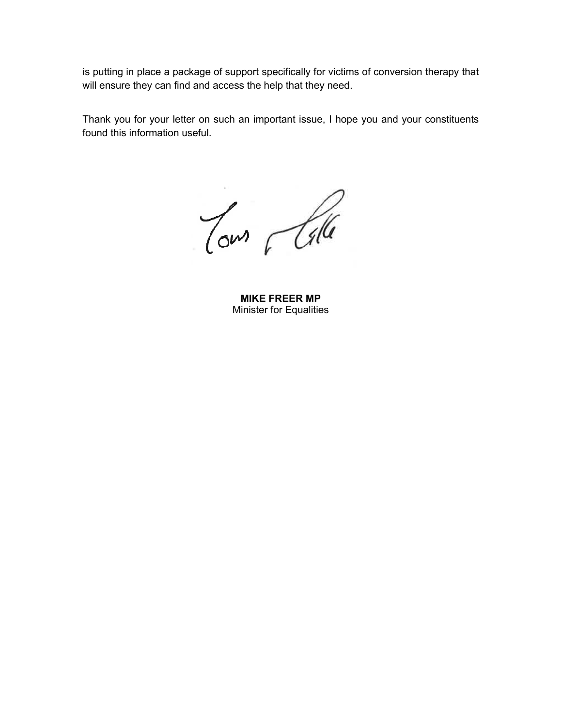is putting in place a package of support specifically for victims of conversion therapy that will ensure they can find and access the help that they need.

Thank you for your letter on such an important issue, I hope you and your constituents found this information useful.

**MIKE FREER MP**
Minister for Equalities